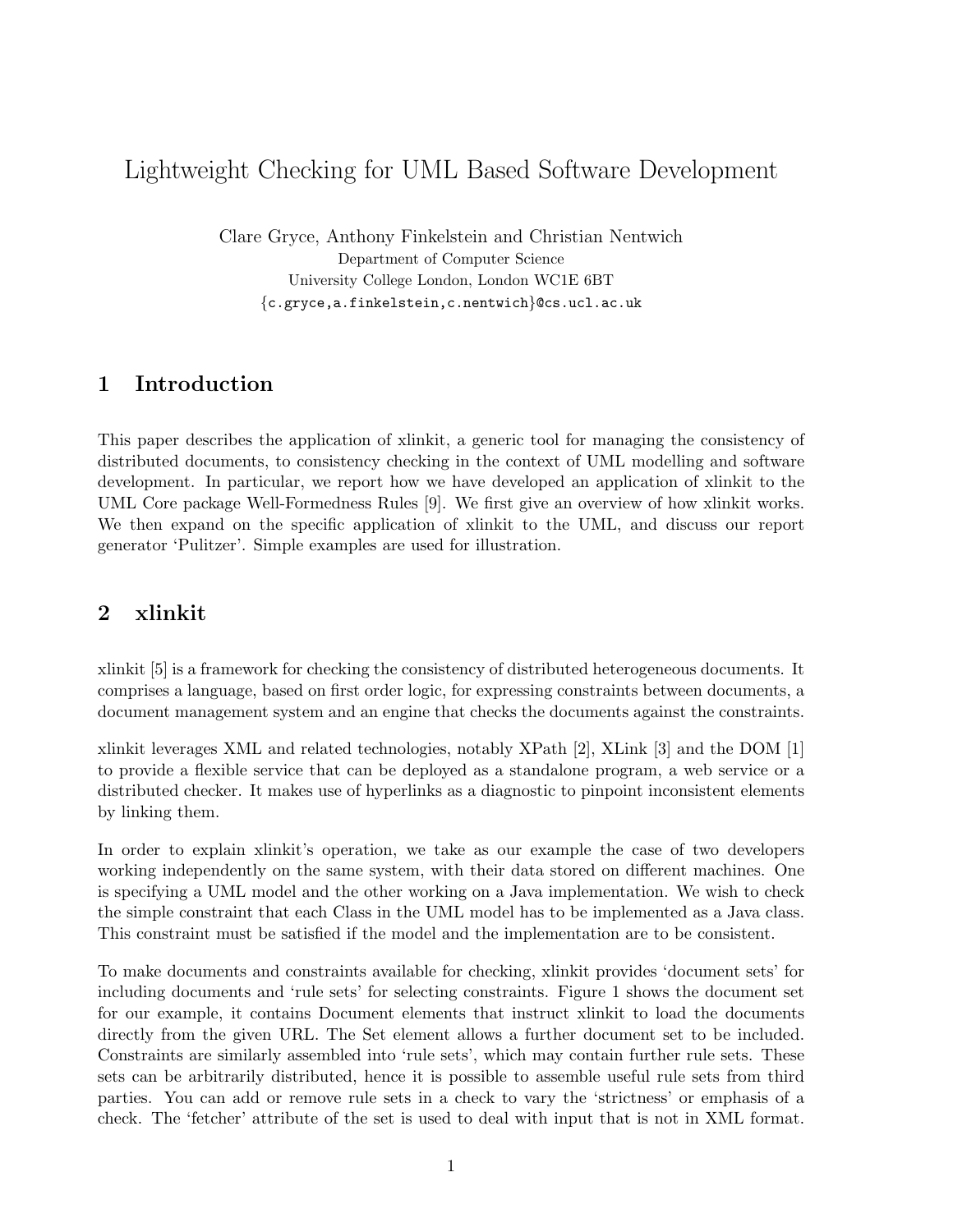# Lightweight Checking for UML Based Software Development

Clare Gryce, Anthony Finkelstein and Christian Nentwich
Department of Computer Science
University College London, London WC1E 6BT
{c.gryce,a.finkelstein,c.nentwich}@cs.ucl.ac.uk

## 1 Introduction

This paper describes the application of xlinkit, a generic tool for managing the consistency of distributed documents, to consistency checking in the context of UML modelling and software development. In particular, we report how we have developed an application of xlinkit to the UML Core package Well-Formedness Rules [9]. We first give an overview of how xlinkit works. We then expand on the specific application of xlinkit to the UML, and discuss our report generator 'Pulitzer'. Simple examples are used for illustration.

## 2 xlinkit

xlinkit [5] is a framework for checking the consistency of distributed heterogeneous documents. It comprises a language, based on first order logic, for expressing constraints between documents, a document management system and an engine that checks the documents against the constraints.

xlinkit leverages XML and related technologies, notably XPath [2], XLink [3] and the DOM [1] to provide a flexible service that can be deployed as a standalone program, a web service or a distributed checker. It makes use of hyperlinks as a diagnostic to pinpoint inconsistent elements by linking them.

In order to explain xlinkit's operation, we take as our example the case of two developers working independently on the same system, with their data stored on different machines. One is specifying a UML model and the other working on a Java implementation. We wish to check the simple constraint that each Class in the UML model has to be implemented as a Java class. This constraint must be satisfied if the model and the implementation are to be consistent.

To make documents and constraints available for checking, xlinkit provides 'document sets' for including documents and 'rule sets' for selecting constraints. Figure 1 shows the document set for our example, it contains Document elements that instruct xlinkit to load the documents directly from the given URL. The Set element allows a further document set to be included. Constraints are similarly assembled into 'rule sets', which may contain further rule sets. These sets can be arbitrarily distributed, hence it is possible to assemble useful rule sets from third parties. You can add or remove rule sets in a check to vary the 'strictness' or emphasis of a check. The 'fetcher' attribute of the set is used to deal with input that is not in XML format.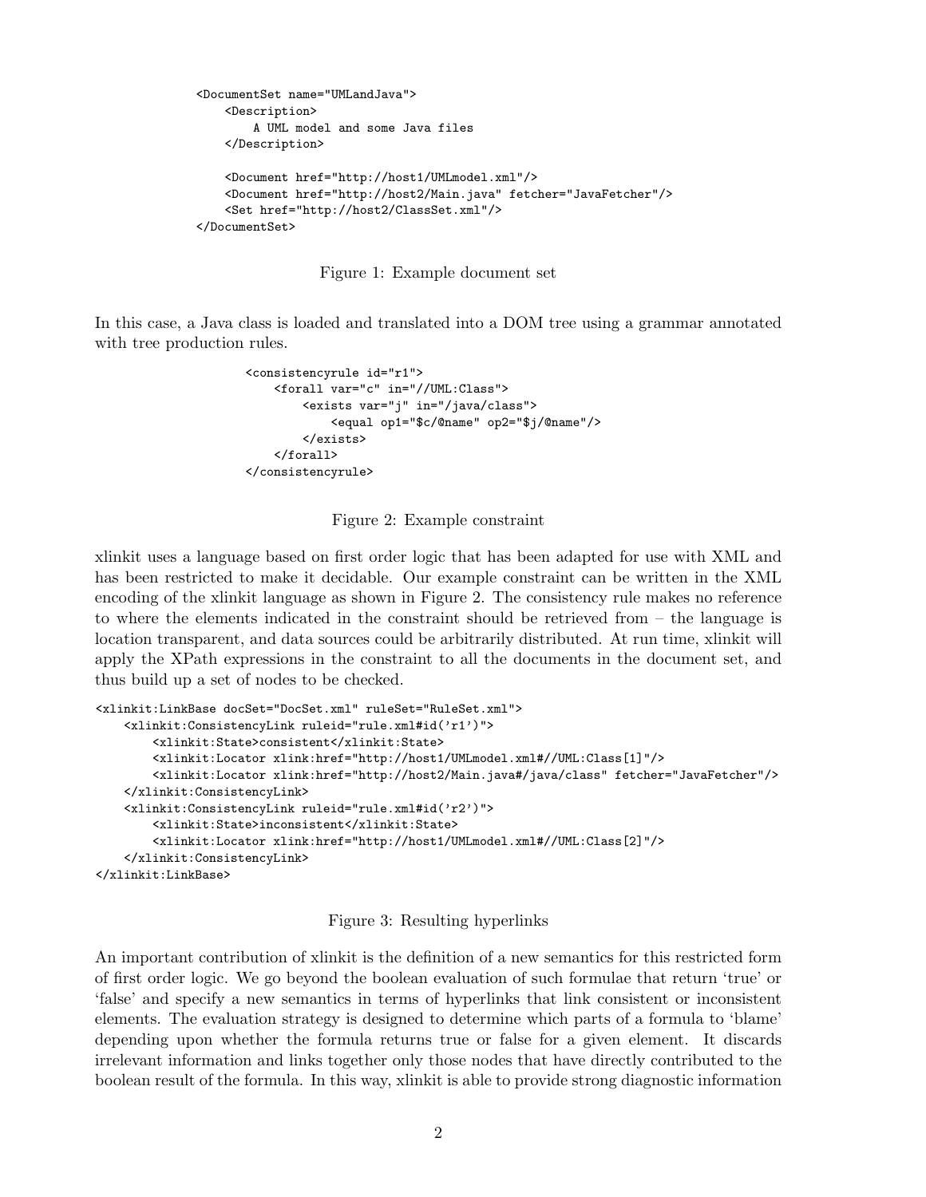```
<DocumentSet name="UMLandJava">
    <Description>
        A UML model and some Java files
    </Description>

    <Document href="http://host1/UMLmodel.xml"/>
    <Document href="http://host2/Main.java" fetcher="JavaFetcher"/>
    <Set href="http://host2/ClassSet.xml"/>
</DocumentSet>
```

Figure 1: Example document set

In this case, a Java class is loaded and translated into a DOM tree using a grammar annotated with tree production rules.

```
<consistencyrule id="r1">
    <forall var="c" in="//UML:Class">
        <exists var="j" in="/java/class">
            <equal op1="$c/@name" op2="$j/@name"/>
        </exists>
    </forall>
</consistencyrule>
```

Figure 2: Example constraint

xlinkit uses a language based on first order logic that has been adapted for use with XML and has been restricted to make it decidable. Our example constraint can be written in the XML encoding of the xlinkit language as shown in Figure 2. The consistency rule makes no reference to where the elements indicated in the constraint should be retrieved from – the language is location transparent, and data sources could be arbitrarily distributed. At run time, xlinkit will apply the XPath expressions in the constraint to all the documents in the document set, and thus build up a set of nodes to be checked.

```
<xlinkit:LinkBase docSet="DocSet.xml" ruleSet="RuleSet.xml">
    <xlinkit:ConsistencyLink ruleid="rule.xml#id('r1')">
        <xlinkit:State>consistent</xlinkit:State>
        <xlinkit:Locator xlink:href="http://host1/UMLmodel.xml#//UML:Class[1]"/>
        <xlinkit:Locator xlink:href="http://host2/Main.java#/java/class" fetcher="JavaFetcher"/>
    </xlinkit:ConsistencyLink>
    <xlinkit:ConsistencyLink ruleid="rule.xml#id('r2')">
        <xlinkit:State>inconsistent</xlinkit:State>
        <xlinkit:Locator xlink:href="http://host1/UMLmodel.xml#//UML:Class[2]"/>
    </xlinkit:ConsistencyLink>
</xlinkit:LinkBase>
```

Figure 3: Resulting hyperlinks

An important contribution of xlinkit is the definition of a new semantics for this restricted form of first order logic. We go beyond the boolean evaluation of such formulae that return 'true' or 'false' and specify a new semantics in terms of hyperlinks that link consistent or inconsistent elements. The evaluation strategy is designed to determine which parts of a formula to 'blame' depending upon whether the formula returns true or false for a given element. It discards irrelevant information and links together only those nodes that have directly contributed to the boolean result of the formula. In this way, xlinkit is able to provide strong diagnostic information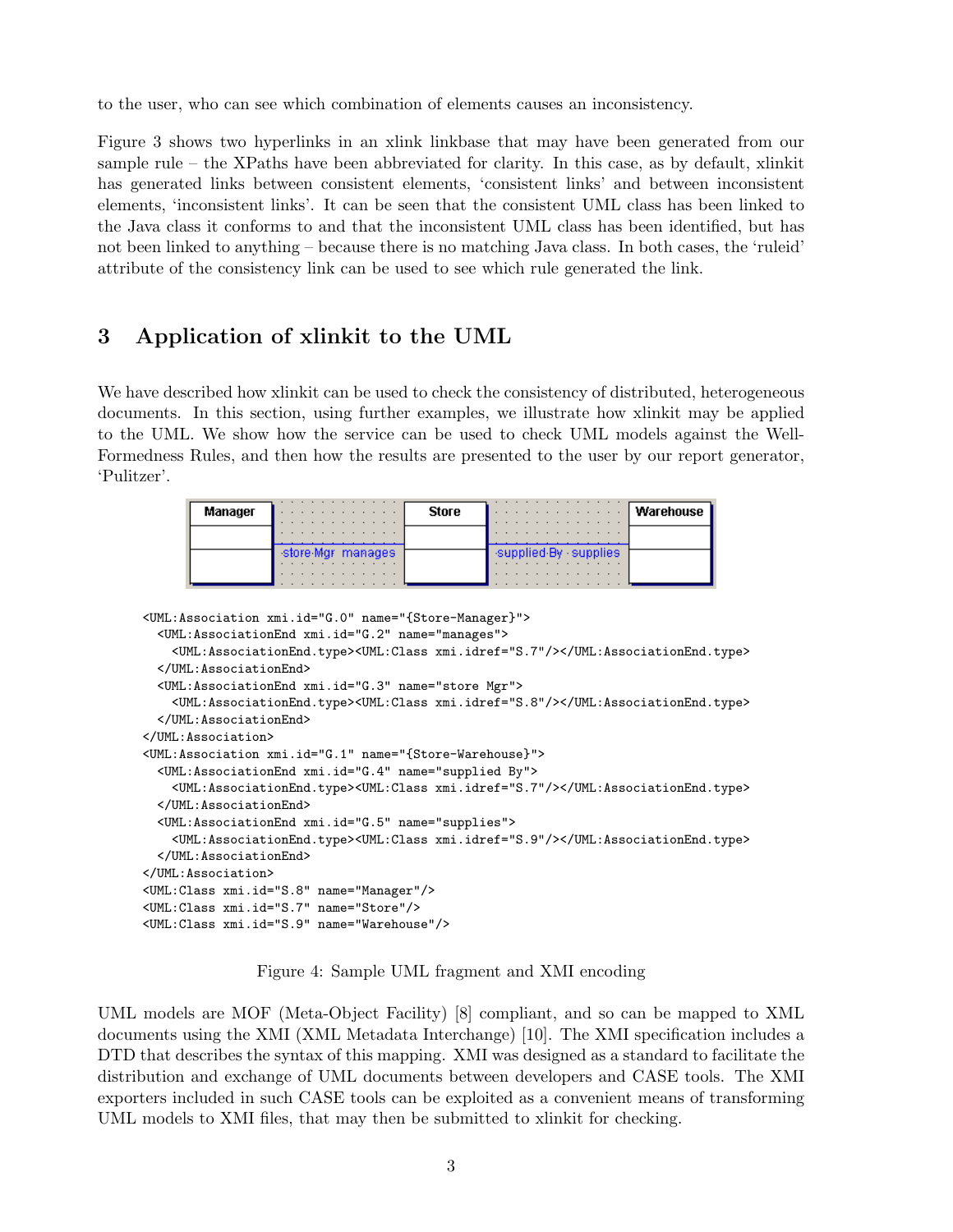to the user, who can see which combination of elements causes an inconsistency.

Figure 3 shows two hyperlinks in an xlink linkbase that may have been generated from our sample rule – the XPaths have been abbreviated for clarity. In this case, as by default, xlinkit has generated links between consistent elements, 'consistent links' and between inconsistent elements, 'inconsistent links'. It can be seen that the consistent UML class has been linked to the Java class it conforms to and that the inconsistent UML class has been identified, but has not been linked to anything – because there is no matching Java class. In both cases, the 'ruleid' attribute of the consistency link can be used to see which rule generated the link.

## 3 Application of xlinkit to the UML

We have described how xlinkit can be used to check the consistency of distributed, heterogeneous documents. In this section, using further examples, we illustrate how xlinkit may be applied to the UML. We show how the service can be used to check UML models against the Well-Formedness Rules, and then how the results are presented to the user by our report generator, 'Pulitzer'.

```
<UML:Association xmi.id="G.0" name="{Store-Manager}">
  <UML:AssociationEnd xmi.id="G.2" name="manages">
    <UML:AssociationEnd.type><UML:Class xmi.idref="S.7"/></UML:AssociationEnd.type>
  </UML:AssociationEnd>
  <UML:AssociationEnd xmi.id="G.3" name="store Mgr">
    <UML:AssociationEnd.type><UML:Class xmi.idref="S.8"/></UML:AssociationEnd.type>
  </UML:AssociationEnd>
</UML:Association>
<UML:Association xmi.id="G.1" name="{Store-Warehouse}">
  <UML:AssociationEnd xmi.id="G.4" name="supplied By">
    <UML:AssociationEnd.type><UML:Class xmi.idref="S.7"/></UML:AssociationEnd.type>
  </UML:AssociationEnd>
  <UML:AssociationEnd xmi.id="G.5" name="supplies">
    <UML:AssociationEnd.type><UML:Class xmi.idref="S.9"/></UML:AssociationEnd.type>
  </UML:AssociationEnd>
</UML:Association>
<UML:Class xmi.id="S.8" name="Manager"/>
<UML:Class xmi.id="S.7" name="Store"/>
<UML:Class xmi.id="S.9" name="Warehouse"/>
```

Figure 4: Sample UML fragment and XMI encoding

UML models are MOF (Meta-Object Facility) [8] compliant, and so can be mapped to XML documents using the XMI (XML Metadata Interchange) [10]. The XMI specification includes a DTD that describes the syntax of this mapping. XMI was designed as a standard to facilitate the distribution and exchange of UML documents between developers and CASE tools. The XMI exporters included in such CASE tools can be exploited as a convenient means of transforming UML models to XMI files, that may then be submitted to xlinkit for checking.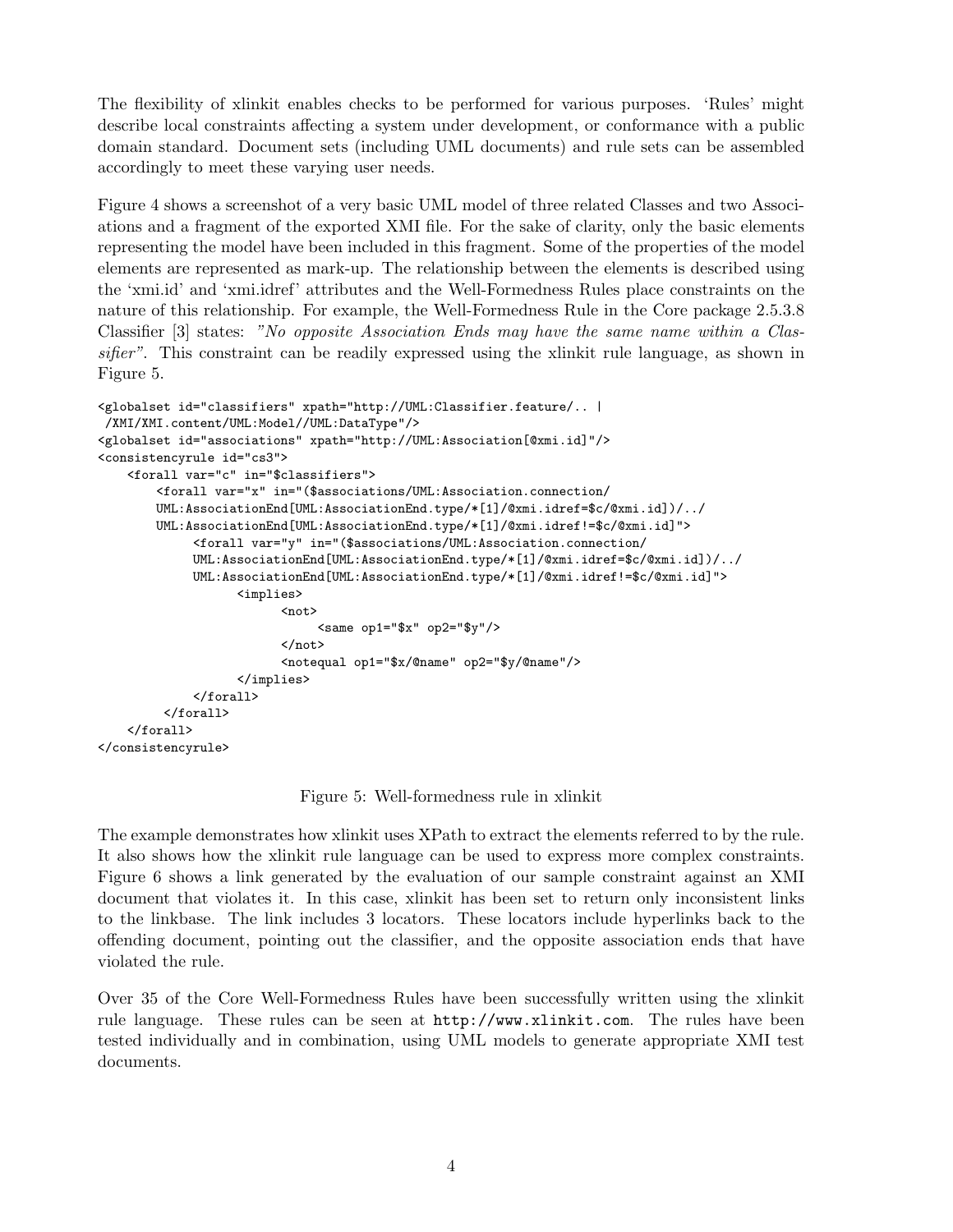The flexibility of xlinkit enables checks to be performed for various purposes. 'Rules' might describe local constraints affecting a system under development, or conformance with a public domain standard. Document sets (including UML documents) and rule sets can be assembled accordingly to meet these varying user needs.

Figure 4 shows a screenshot of a very basic UML model of three related Classes and two Associations and a fragment of the exported XMI file. For the sake of clarity, only the basic elements representing the model have been included in this fragment. Some of the properties of the model elements are represented as mark-up. The relationship between the elements is described using the 'xmi.id' and 'xmi.idref' attributes and the Well-Formedness Rules place constraints on the nature of this relationship. For example, the Well-Formedness Rule in the Core package 2.5.3.8 Classifier [3] states: *"No opposite Association Ends may have the same name within a Classifier"*. This constraint can be readily expressed using the xlinkit rule language, as shown in Figure 5.

```
<globalset id="classifiers" xpath="http://UML:Classifier.feature/.. |
 /XMI/XMI.content/UML:Model//UML:DataType"/>
<globalset id="associations" xpath="http://UML:Association[@xmi.id]"/>
<consistencyrule id="cs3">
    <forall var="c" in="$classifiers">
        <forall var="x" in="($associations/UML:Association.connection/
        UML:AssociationEnd[UML:AssociationEnd.type/*[1]/@xmi.idref=$c/@xmi.id])/../
        UML:AssociationEnd[UML:AssociationEnd.type/*[1]/@xmi.idref!=$c/@xmi.id]">
             <forall var="y" in="($associations/UML:Association.connection/
             UML:AssociationEnd[UML:AssociationEnd.type/*[1]/@xmi.idref=$c/@xmi.id])/../
             UML:AssociationEnd[UML:AssociationEnd.type/*[1]/@xmi.idref!=$c/@xmi.id]">
                   <implies>
                         <not>
                              <same op1="$x" op2="$y"/>
                         </not>
                         <notequal op1="$x/@name" op2="$y/@name"/>
                   </implies>
             </forall>
         </forall>
    </forall>
</consistencyrule>
```

Figure 5: Well-formedness rule in xlinkit

The example demonstrates how xlinkit uses XPath to extract the elements referred to by the rule. It also shows how the xlinkit rule language can be used to express more complex constraints. Figure 6 shows a link generated by the evaluation of our sample constraint against an XMI document that violates it. In this case, xlinkit has been set to return only inconsistent links to the linkbase. The link includes 3 locators. These locators include hyperlinks back to the offending document, pointing out the classifier, and the opposite association ends that have violated the rule.

Over 35 of the Core Well-Formedness Rules have been successfully written using the xlinkit rule language. These rules can be seen at `http://www.xlinkit.com`. The rules have been tested individually and in combination, using UML models to generate appropriate XMI test documents.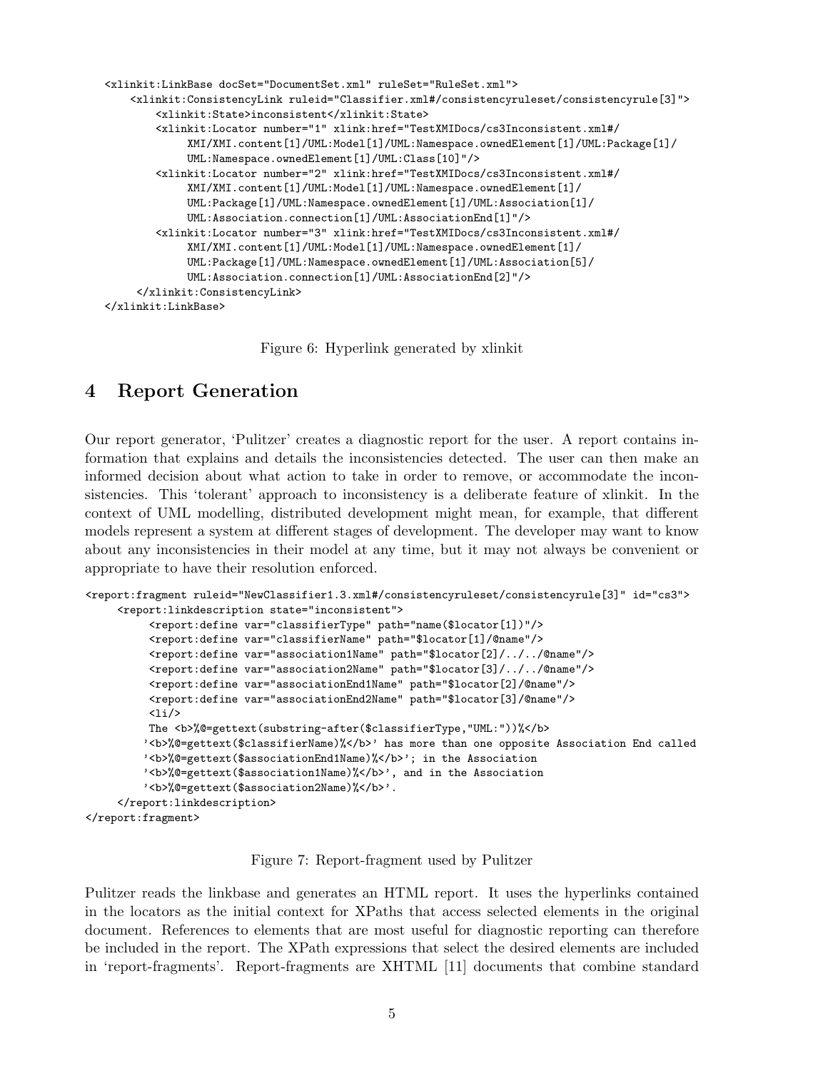```
<xlinkit:LinkBase docSet="DocumentSet.xml" ruleSet="RuleSet.xml">
    <xlinkit:ConsistencyLink ruleid="Classifier.xml#/consistencyruleset/consistencyrule[3]">
        <xlinkit:State>inconsistent</xlinkit:State>
        <xlinkit:Locator number="1" xlink:href="TestXMIDocs/cs3Inconsistent.xml#/
             XMI/XMI.content[1]/UML:Model[1]/UML:Namespace.ownedElement[1]/UML:Package[1]/
             UML:Namespace.ownedElement[1]/UML:Class[10]"/>
        <xlinkit:Locator number="2" xlink:href="TestXMIDocs/cs3Inconsistent.xml#/
             XMI/XMI.content[1]/UML:Model[1]/UML:Namespace.ownedElement[1]/
             UML:Package[1]/UML:Namespace.ownedElement[1]/UML:Association[1]/
             UML:Association.connection[1]/UML:AssociationEnd[1]"/>
        <xlinkit:Locator number="3" xlink:href="TestXMIDocs/cs3Inconsistent.xml#/
             XMI/XMI.content[1]/UML:Model[1]/UML:Namespace.ownedElement[1]/
             UML:Package[1]/UML:Namespace.ownedElement[1]/UML:Association[5]/
             UML:Association.connection[1]/UML:AssociationEnd[2]"/>
    </xlinkit:ConsistencyLink>
</xlinkit:LinkBase>
```

Figure 6: Hyperlink generated by xlinkit

## 4 Report Generation

Our report generator, 'Pulitzer' creates a diagnostic report for the user. A report contains information that explains and details the inconsistencies detected. The user can then make an informed decision about what action to take in order to remove, or accommodate the inconsistencies. This 'tolerant' approach to inconsistency is a deliberate feature of xlinkit. In the context of UML modelling, distributed development might mean, for example, that different models represent a system at different stages of development. The developer may want to know about any inconsistencies in their model at any time, but it may not always be convenient or appropriate to have their resolution enforced.

```
<report:fragment ruleid="NewClassifier1.3.xml#/consistencyruleset/consistencyrule[3]" id="cs3">
    <report:linkdescription state="inconsistent">
        <report:define var="classifierType" path="name($locator[1])"/>
        <report:define var="classifierName" path="$locator[1]/@name"/>
        <report:define var="association1Name" path="$locator[2]/../../@name"/>
        <report:define var="association2Name" path="$locator[3]/../../@name"/>
        <report:define var="associationEnd1Name" path="$locator[2]/@name"/>
        <report:define var="associationEnd2Name" path="$locator[3]/@name"/>
        <li/>
        The <b>%@=gettext(substring-after($classifierType,"UML:"))%</b>
       '<b>%@=gettext($classifierName)%</b>' has more than one opposite Association End called
       '<b>%@=gettext($associationEnd1Name)%</b>'; in the Association
       '<b>%@=gettext($association1Name)%</b>', and in the Association
       '<b>%@=gettext($association2Name)%</b>'.
    </report:linkdescription>
</report:fragment>
```

Figure 7: Report-fragment used by Pulitzer

Pulitzer reads the linkbase and generates an HTML report. It uses the hyperlinks contained in the locators as the initial context for XPaths that access selected elements in the original document. References to elements that are most useful for diagnostic reporting can therefore be included in the report. The XPath expressions that select the desired elements are included in 'report-fragments'. Report-fragments are XHTML [11] documents that combine standard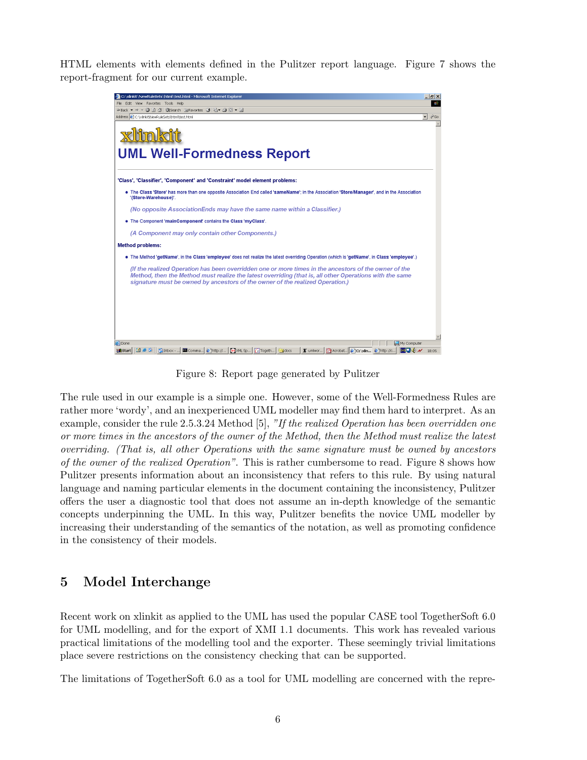HTML elements with elements defined in the Pulitzer report language. Figure 7 shows the report-fragment for our current example.

Figure 8: Report page generated by Pulitzer

The rule used in our example is a simple one. However, some of the Well-Formedness Rules are rather more 'wordy', and an inexperienced UML modeller may find them hard to interpret. As an example, consider the rule 2.5.3.24 Method [5], *"If the realized Operation has been overridden one or more times in the ancestors of the owner of the Method, then the Method must realize the latest overriding. (That is, all other Operations with the same signature must be owned by ancestors of the owner of the realized Operation"*. This is rather cumbersome to read. Figure 8 shows how Pulitzer presents information about an inconsistency that refers to this rule. By using natural language and naming particular elements in the document containing the inconsistency, Pulitzer offers the user a diagnostic tool that does not assume an in-depth knowledge of the semantic concepts underpinning the UML. In this way, Pulitzer benefits the novice UML modeller by increasing their understanding of the semantics of the notation, as well as promoting confidence in the consistency of their models.

## 5 Model Interchange

Recent work on xlinkit as applied to the UML has used the popular CASE tool TogetherSoft 6.0 for UML modelling, and for the export of XMI 1.1 documents. This work has revealed various practical limitations of the modelling tool and the exporter. These seemingly trivial limitations place severe restrictions on the consistency checking that can be supported.

The limitations of TogetherSoft 6.0 as a tool for UML modelling are concerned with the repre-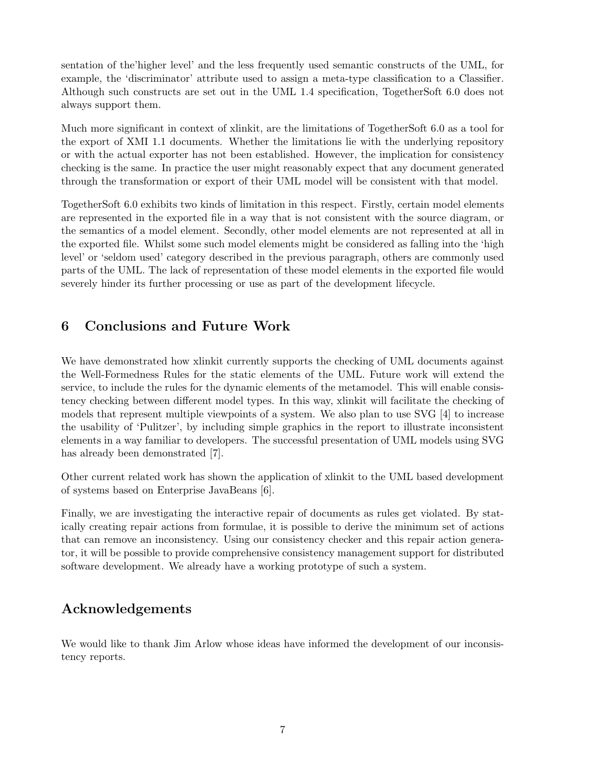sentation of the'higher level' and the less frequently used semantic constructs of the UML, for example, the 'discriminator' attribute used to assign a meta-type classification to a Classifier. Although such constructs are set out in the UML 1.4 specification, TogetherSoft 6.0 does not always support them.

Much more significant in context of xlinkit, are the limitations of TogetherSoft 6.0 as a tool for the export of XMI 1.1 documents. Whether the limitations lie with the underlying repository or with the actual exporter has not been established. However, the implication for consistency checking is the same. In practice the user might reasonably expect that any document generated through the transformation or export of their UML model will be consistent with that model.

TogetherSoft 6.0 exhibits two kinds of limitation in this respect. Firstly, certain model elements are represented in the exported file in a way that is not consistent with the source diagram, or the semantics of a model element. Secondly, other model elements are not represented at all in the exported file. Whilst some such model elements might be considered as falling into the 'high level' or 'seldom used' category described in the previous paragraph, others are commonly used parts of the UML. The lack of representation of these model elements in the exported file would severely hinder its further processing or use as part of the development lifecycle.

## 6 Conclusions and Future Work

We have demonstrated how xlinkit currently supports the checking of UML documents against the Well-Formedness Rules for the static elements of the UML. Future work will extend the service, to include the rules for the dynamic elements of the metamodel. This will enable consistency checking between different model types. In this way, xlinkit will facilitate the checking of models that represent multiple viewpoints of a system. We also plan to use SVG [4] to increase the usability of 'Pulitzer', by including simple graphics in the report to illustrate inconsistent elements in a way familiar to developers. The successful presentation of UML models using SVG has already been demonstrated [7].

Other current related work has shown the application of xlinkit to the UML based development of systems based on Enterprise JavaBeans [6].

Finally, we are investigating the interactive repair of documents as rules get violated. By statically creating repair actions from formulae, it is possible to derive the minimum set of actions that can remove an inconsistency. Using our consistency checker and this repair action generator, it will be possible to provide comprehensive consistency management support for distributed software development. We already have a working prototype of such a system.

## Acknowledgements

We would like to thank Jim Arlow whose ideas have informed the development of our inconsistency reports.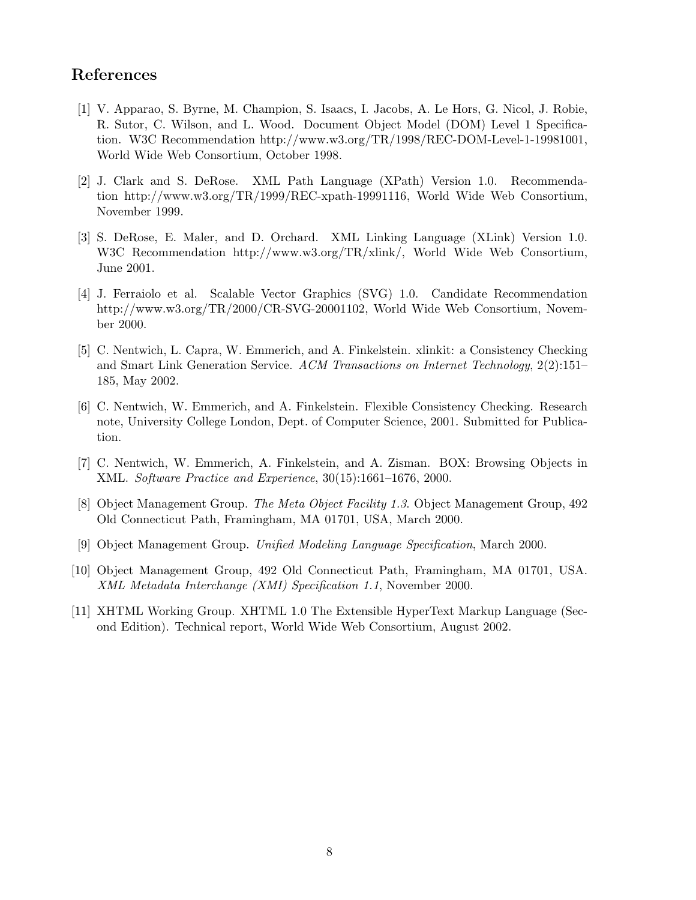## References

[1] V. Apparao, S. Byrne, M. Champion, S. Isaacs, I. Jacobs, A. Le Hors, G. Nicol, J. Robie, R. Sutor, C. Wilson, and L. Wood. Document Object Model (DOM) Level 1 Specification. W3C Recommendation http://www.w3.org/TR/1998/REC-DOM-Level-1-19981001, World Wide Web Consortium, October 1998.

[2] J. Clark and S. DeRose. XML Path Language (XPath) Version 1.0. Recommendation http://www.w3.org/TR/1999/REC-xpath-19991116, World Wide Web Consortium, November 1999.

[3] S. DeRose, E. Maler, and D. Orchard. XML Linking Language (XLink) Version 1.0. W3C Recommendation http://www.w3.org/TR/xlink/, World Wide Web Consortium, June 2001.

[4] J. Ferraiolo et al. Scalable Vector Graphics (SVG) 1.0. Candidate Recommendation http://www.w3.org/TR/2000/CR-SVG-20001102, World Wide Web Consortium, November 2000.

[5] C. Nentwich, L. Capra, W. Emmerich, and A. Finkelstein. xlinkit: a Consistency Checking and Smart Link Generation Service. *ACM Transactions on Internet Technology*, 2(2):151–185, May 2002.

[6] C. Nentwich, W. Emmerich, and A. Finkelstein. Flexible Consistency Checking. Research note, University College London, Dept. of Computer Science, 2001. Submitted for Publication.

[7] C. Nentwich, W. Emmerich, A. Finkelstein, and A. Zisman. BOX: Browsing Objects in XML. *Software Practice and Experience*, 30(15):1661–1676, 2000.

[8] Object Management Group. *The Meta Object Facility 1.3*. Object Management Group, 492 Old Connecticut Path, Framingham, MA 01701, USA, March 2000.

[9] Object Management Group. *Unified Modeling Language Specification*, March 2000.

[10] Object Management Group, 492 Old Connecticut Path, Framingham, MA 01701, USA. *XML Metadata Interchange (XMI) Specification 1.1*, November 2000.

[11] XHTML Working Group. XHTML 1.0 The Extensible HyperText Markup Language (Second Edition). Technical report, World Wide Web Consortium, August 2002.